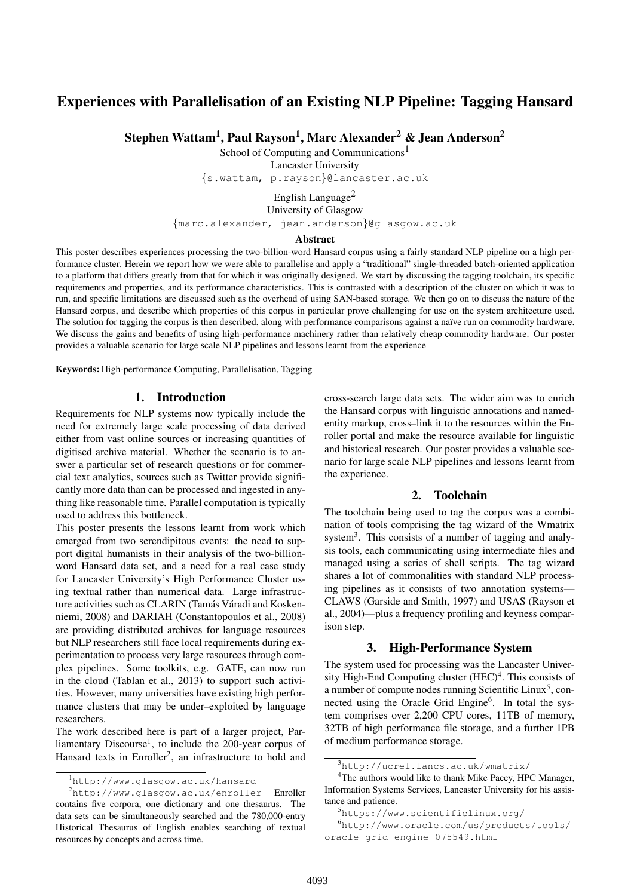# Experiences with Parallelisation of an Existing NLP Pipeline: Tagging Hansard

**Stephen Wattam[1], Paul Rayson[1], Marc Alexander[2] & Jean Anderson[2]**

School of Computing and Communications[1]
Lancaster University
{s.wattam, p.rayson}@lancaster.ac.uk

English Language[2]
University of Glasgow
{marc.alexander, jean.anderson}@glasgow.ac.uk

### Abstract

This poster describes experiences processing the two-billion-word Hansard corpus using a fairly standard NLP pipeline on a high performance cluster. Herein we report how we were able to parallelise and apply a "traditional" single-threaded batch-oriented application to a platform that differs greatly from that for which it was originally designed. We start by discussing the tagging toolchain, its specific requirements and properties, and its performance characteristics. This is contrasted with a description of the cluster on which it was to run, and specific limitations are discussed such as the overhead of using SAN-based storage. We then go on to discuss the nature of the Hansard corpus, and describe which properties of this corpus in particular prove challenging for use on the system architecture used. The solution for tagging the corpus is then described, along with performance comparisons against a naïve run on commodity hardware. We discuss the gains and benefits of using high-performance machinery rather than relatively cheap commodity hardware. Our poster provides a valuable scenario for large scale NLP pipelines and lessons learnt from the experience

**Keywords:** High-performance Computing, Parallelisation, Tagging

## 1. Introduction

Requirements for NLP systems now typically include the need for extremely large scale processing of data derived either from vast online sources or increasing quantities of digitised archive material. Whether the scenario is to answer a particular set of research questions or for commercial text analytics, sources such as Twitter provide significantly more data than can be processed and ingested in anything like reasonable time. Parallel computation is typically used to address this bottleneck.

This poster presents the lessons learnt from work which emerged from two serendipitous events: the need to support digital humanists in their analysis of the two-billion-word Hansard data set, and a need for a real case study for Lancaster University's High Performance Cluster using textual rather than numerical data. Large infrastructure activities such as CLARIN (Tamás Váradi and Koskenniemi, 2008) and DARIAH (Constantopoulos et al., 2008) are providing distributed archives for language resources but NLP researchers still face local requirements during experimentation to process very large resources through complex pipelines. Some toolkits, e.g. GATE, can now run in the cloud (Tablan et al., 2013) to support such activities. However, many universities have existing high performance clusters that may be under–exploited by language researchers.

The work described here is part of a larger project, Parliamentary Discourse[1], to include the 200-year corpus of Hansard texts in Enroller[2], an infrastructure to hold and cross-search large data sets. The wider aim was to enrich the Hansard corpus with linguistic annotations and named-entity markup, cross–link it to the resources within the Enroller portal and make the resource available for linguistic and historical research. Our poster provides a valuable scenario for large scale NLP pipelines and lessons learnt from the experience.

## 2. Toolchain

The toolchain being used to tag the corpus was a combination of tools comprising the tag wizard of the Wmatrix system[3]. This consists of a number of tagging and analysis tools, each communicating using intermediate files and managed using a series of shell scripts. The tag wizard shares a lot of commonalities with standard NLP processing pipelines as it consists of two annotation systems—CLAWS (Garside and Smith, 1997) and USAS (Rayson et al., 2004)—plus a frequency profiling and keyness comparison step.

## 3. High-Performance System

The system used for processing was the Lancaster University High-End Computing cluster (HEC)[4]. This consists of a number of compute nodes running Scientific Linux[5], connected using the Oracle Grid Engine[6]. In total the system comprises over 2,200 CPU cores, 11TB of memory, 32TB of high performance file storage, and a further 1PB of medium performance storage.

---

[1] http://www.glasgow.ac.uk/hansard

[2] http://www.glasgow.ac.uk/enroller Enroller contains five corpora, one dictionary and one thesaurus. The data sets can be simultaneously searched and the 780,000-entry Historical Thesaurus of English enables searching of textual resources by concepts and across time.

[3] http://ucrel.lancs.ac.uk/wmatrix/

[4] The authors would like to thank Mike Pacey, HPC Manager, Information Systems Services, Lancaster University for his assistance and patience.

[5] https://www.scientificlinux.org/

[6] http://www.oracle.com/us/products/tools/oracle-grid-engine-075549.html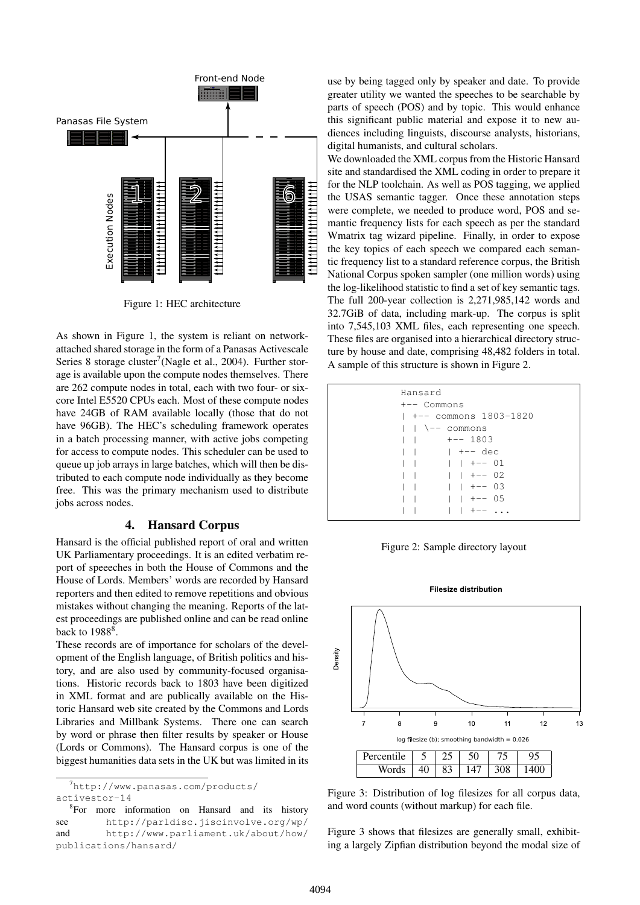Figure 1: HEC architecture

As shown in Figure 1, the system is reliant on network-attached shared storage in the form of a Panasas Activescale Series 8 storage cluster[7](Nagle et al., 2004). Further storage is available upon the compute nodes themselves. There are 262 compute nodes in total, each with two four- or six-core Intel E5520 CPUs each. Most of these compute nodes have 24GB of RAM available locally (those that do not have 96GB). The HEC's scheduling framework operates in a batch processing manner, with active jobs competing for access to compute nodes. This scheduler can be used to queue up job arrays in large batches, which will then be distributed to each compute node individually as they become free. This was the primary mechanism used to distribute jobs across nodes.

## 4. Hansard Corpus

Hansard is the official published report of oral and written UK Parliamentary proceedings. It is an edited verbatim report of speeeches in both the House of Commons and the House of Lords. Members' words are recorded by Hansard reporters and then edited to remove repetitions and obvious mistakes without changing the meaning. Reports of the latest proceedings are published online and can be read online back to 1988[8].

These records are of importance for scholars of the development of the English language, of British politics and history, and are also used by community-focused organisations. Historic records back to 1803 have been digitized in XML format and are publically available on the Historic Hansard web site created by the Commons and Lords Libraries and Millbank Systems. There one can search by word or phrase then filter results by speaker or House (Lords or Commons). The Hansard corpus is one of the biggest humanities data sets in the UK but was limited in its use by being tagged only by speaker and date. To provide greater utility we wanted the speeches to be searchable by parts of speech (POS) and by topic. This would enhance this significant public material and expose it to new audiences including linguists, discourse analysts, historians, digital humanists, and cultural scholars.

We downloaded the XML corpus from the Historic Hansard site and standardised the XML coding in order to prepare it for the NLP toolchain. As well as POS tagging, we applied the USAS semantic tagger. Once these annotation steps were complete, we needed to produce word, POS and semantic frequency lists for each speech as per the standard Wmatrix tag wizard pipeline. Finally, in order to expose the key topics of each speech we compared each semantic frequency list to a standard reference corpus, the British National Corpus spoken sampler (one million words) using the log-likelihood statistic to find a set of key semantic tags. The full 200-year collection is 2,271,985,142 words and 32.7GiB of data, including mark-up. The corpus is split into 7,545,103 XML files, each representing one speech. These files are organised into a hierarchical directory structure by house and date, comprising 48,482 folders in total. A sample of this structure is shown in Figure 2.

```
Hansard
+-- Commons
| +-- commons 1803-1820
| | \-- commons
| |     +-- 1803
| |     | +-- dec
| |     | | +-- 01
| |     | | +-- 02
| |     | | +-- 03
| |     | | +-- 05
| |     | | +-- ...
```

Figure 2: Sample directory layout

| Percentile | 5 | 25 | 50 | 75 | 95 |
|---|---|---|---|---|---|
| Words | 40 | 83 | 147 | 308 | 1400 |

Figure 3: Distribution of log filesizes for all corpus data, and word counts (without markup) for each file.

Figure 3 shows that filesizes are generally small, exhibiting a largely Zipfian distribution beyond the modal size of

[7] http://www.panasas.com/products/activestor-14

[8] For more information on Hansard and its history see http://parldisc.jiscinvolve.org/wp/ and http://www.parliament.uk/about/how/publications/hansard/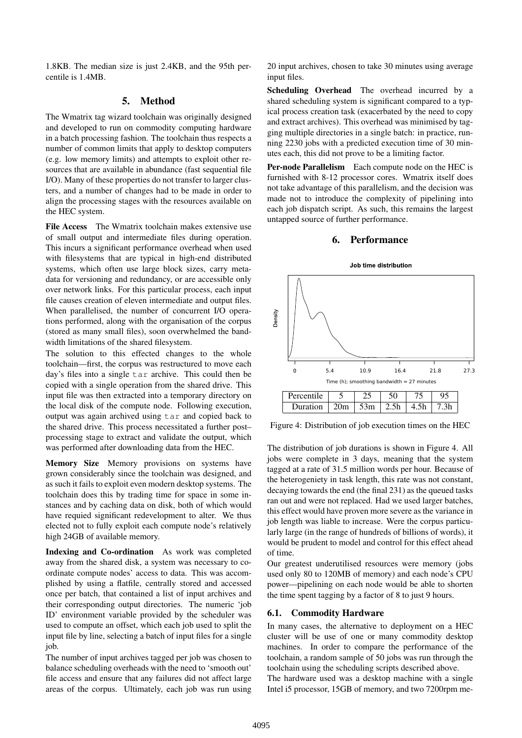1.8KB. The median size is just 2.4KB, and the 95th percentile is 1.4MB.

## 5. Method

The Wmatrix tag wizard toolchain was originally designed and developed to run on commodity computing hardware in a batch processing fashion. The toolchain thus respects a number of common limits that apply to desktop computers (e.g. low memory limits) and attempts to exploit other resources that are available in abundance (fast sequential file I/O). Many of these properties do not transfer to larger clusters, and a number of changes had to be made in order to align the processing stages with the resources available on the HEC system.

**File Access** The Wmatrix toolchain makes extensive use of small output and intermediate files during operation. This incurs a significant performance overhead when used with filesystems that are typical in high-end distributed systems, which often use large block sizes, carry metadata for versioning and redundancy, or are accessible only over network links. For this particular process, each input file causes creation of eleven intermediate and output files. When parallelised, the number of concurrent I/O operations performed, along with the organisation of the corpus (stored as many small files), soon overwhelmed the bandwidth limitations of the shared filesystem.

The solution to this effected changes to the whole toolchain—first, the corpus was restructured to move each day's files into a single `tar` archive. This could then be copied with a single operation from the shared drive. This input file was then extracted into a temporary directory on the local disk of the compute node. Following execution, output was again archived using `tar` and copied back to the shared drive. This process necessitated a further post–processing stage to extract and validate the output, which was performed after downloading data from the HEC.

**Memory Size** Memory provisions on systems have grown considerably since the toolchain was designed, and as such it fails to exploit even modern desktop systems. The toolchain does this by trading time for space in some instances and by caching data on disk, both of which would have requied significant redevelopment to alter. We thus elected not to fully exploit each compute node's relatively high 24GB of available memory.

**Indexing and Co-ordination** As work was completed away from the shared disk, a system was necessary to coordinate compute nodes' access to data. This was accomplished by using a flatfile, centrally stored and accessed once per batch, that contained a list of input archives and their corresponding output directories. The numeric 'job ID' environment variable provided by the scheduler was used to compute an offset, which each job used to split the input file by line, selecting a batch of input files for a single job.

The number of input archives tagged per job was chosen to balance scheduling overheads with the need to 'smooth out' file access and ensure that any failures did not affect large areas of the corpus. Ultimately, each job was run using 20 input archives, chosen to take 30 minutes using average input files.

**Scheduling Overhead** The overhead incurred by a shared scheduling system is significant compared to a typical process creation task (exacerbated by the need to copy and extract archives). This overhead was minimised by tagging multiple directories in a single batch: in practice, running 2230 jobs with a predicted execution time of 30 minutes each, this did not prove to be a limiting factor.

**Per-node Parallelism** Each compute node on the HEC is furnished with 8-12 processor cores. Wmatrix itself does not take advantage of this parallelism, and the decision was made not to introduce the complexity of pipelining into each job dispatch script. As such, this remains the largest untapped source of further performance.

## 6. Performance

| Percentile | 5 | 25 | 50 | 75 | 95 |
|---|---|---|---|---|---|
| Duration | 20m | 53m | 2.5h | 4.5h | 7.3h |

Figure 4: Distribution of job execution times on the HEC

The distribution of job durations is shown in Figure 4. All jobs were complete in 3 days, meaning that the system tagged at a rate of 31.5 million words per hour. Because of the heterogeniety in task length, this rate was not constant, decaying towards the end (the final 231) as the queued tasks ran out and were not replaced. Had we used larger batches, this effect would have proven more severe as the variance in job length was liable to increase. Were the corpus particularly large (in the range of hundreds of billions of words), it would be prudent to model and control for this effect ahead of time.

Our greatest underutilised resources were memory (jobs used only 80 to 120MB of memory) and each node's CPU power—pipelining on each node would be able to shorten the time spent tagging by a factor of 8 to just 9 hours.

### 6.1. Commodity Hardware

In many cases, the alternative to deployment on a HEC cluster will be use of one or many commodity desktop machines. In order to compare the performance of the toolchain, a random sample of 50 jobs was run through the toolchain using the scheduling scripts described above.

The hardware used was a desktop machine with a single Intel i5 processor, 15GB of memory, and two 7200rpm me-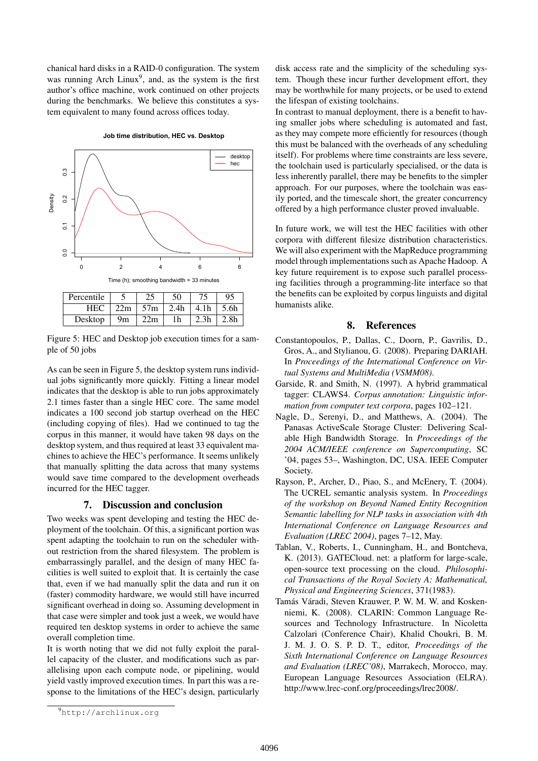chanical hard disks in a RAID-0 configuration. The system was running Arch Linux[9], and, as the system is the first author's office machine, work continued on other projects during the benchmarks. We believe this constitutes a system equivalent to many found across offices today.

Job time distribution, HEC vs. Desktop

desktop
hec

Density

0.0
0.1
0.2
0.3

0
2
4
6
8

Time (h); smoothing bandwidth = 33 minutes

| Percentile | 5 | 25 | 50 | 75 | 95 |
|---|---|---|---|---|---|
| HEC | 22m | 57m | 2.4h | 4.1h | 5.6h |
| Desktop | 9m | 22m | 1h | 2.3h | 2.8h |

Figure 5: HEC and Desktop job execution times for a sample of 50 jobs

As can be seen in Figure 5, the desktop system runs individual jobs significantly more quickly. Fitting a linear model indicates that the desktop is able to run jobs approximately 2.1 times faster than a single HEC core. The same model indicates a 100 second job startup overhead on the HEC (including copying of files). Had we continued to tag the corpus in this manner, it would have taken 98 days on the desktop system, and thus required at least 33 equivalent machines to achieve the HEC's performance. It seems unlikely that manually splitting the data across that many systems would save time compared to the development overheads incurred for the HEC tagger.

## 7. Discussion and conclusion

Two weeks was spent developing and testing the HEC deployment of the toolchain. Of this, a significant portion was spent adapting the toolchain to run on the scheduler without restriction from the shared filesystem. The problem is embarrassingly parallel, and the design of many HEC facilities is well suited to exploit that. It is certainly the case that, even if we had manually split the data and run it on (faster) commodity hardware, we would still have incurred significant overhead in doing so. Assuming development in that case were simpler and took just a week, we would have required ten desktop systems in order to achieve the same overall completion time.

It is worth noting that we did not fully exploit the parallel capacity of the cluster, and modifications such as parallelising upon each compute node, or pipelining, would yield vastly improved execution times. In part this was a response to the limitations of the HEC's design, particularly disk access rate and the simplicity of the scheduling system. Though these incur further development effort, they may be worthwhile for many projects, or be used to extend the lifespan of existing toolchains.

In contrast to manual deployment, there is a benefit to having smaller jobs where scheduling is automated and fast, as they may compete more efficiently for resources (though this must be balanced with the overheads of any scheduling itself). For problems where time constraints are less severe, the toolchain used is particularly specialised, or the data is less inherently parallel, there may be benefits to the simpler approach. For our purposes, where the toolchain was easily ported, and the timescale short, the greater concurrency offered by a high performance cluster proved invaluable.

In future work, we will test the HEC facilities with other corpora with different filesize distribution characteristics. We will also experiment with the MapReduce programming model through implementations such as Apache Hadoop. A key future requirement is to expose such parallel processing facilities through a programming-lite interface so that the benefits can be exploited by corpus linguists and digital humanists alike.

## 8. References

Constantopoulos, P., Dallas, C., Doorn, P., Gavrilis, D., Gros, A., and Stylianou, G. (2008). Preparing DARIAH. In *Proceedings of the International Conference on Virtual Systems and MultiMedia (VSMM08)*.

Garside, R. and Smith, N. (1997). A hybrid grammatical tagger: CLAWS4. *Corpus annotation: Linguistic information from computer text corpora*, pages 102–121.

Nagle, D., Serenyi, D., and Matthews, A. (2004). The Panasas ActiveScale Storage Cluster: Delivering Scalable High Bandwidth Storage. In *Proceedings of the 2004 ACM/IEEE conference on Supercomputing*, SC '04, pages 53–, Washington, DC, USA. IEEE Computer Society.

Rayson, P., Archer, D., Piao, S., and McEnery, T. (2004). The UCREL semantic analysis system. In *Proceedings of the workshop on Beyond Named Entity Recognition Semantic labelling for NLP tasks in association with 4th International Conference on Language Resources and Evaluation (LREC 2004)*, pages 7–12, May.

Tablan, V., Roberts, I., Cunningham, H., and Bontcheva, K. (2013). GATECloud. net: a platform for large-scale, open-source text processing on the cloud. *Philosophical Transactions of the Royal Society A: Mathematical, Physical and Engineering Sciences*, 371(1983).

Tamás Váradi, Steven Krauwer, P. W. M. W. and Koskenniemi, K. (2008). CLARIN: Common Language Resources and Technology Infrastructure. In Nicoletta Calzolari (Conference Chair), Khalid Choukri, B. M. J. M. J. O. S. P. D. T., editor, *Proceedings of the Sixth International Conference on Language Resources and Evaluation (LREC'08)*, Marrakech, Morocco, may. European Language Resources Association (ELRA). http://www.lrec-conf.org/proceedings/lrec2008/.

[9] http://archlinux.org